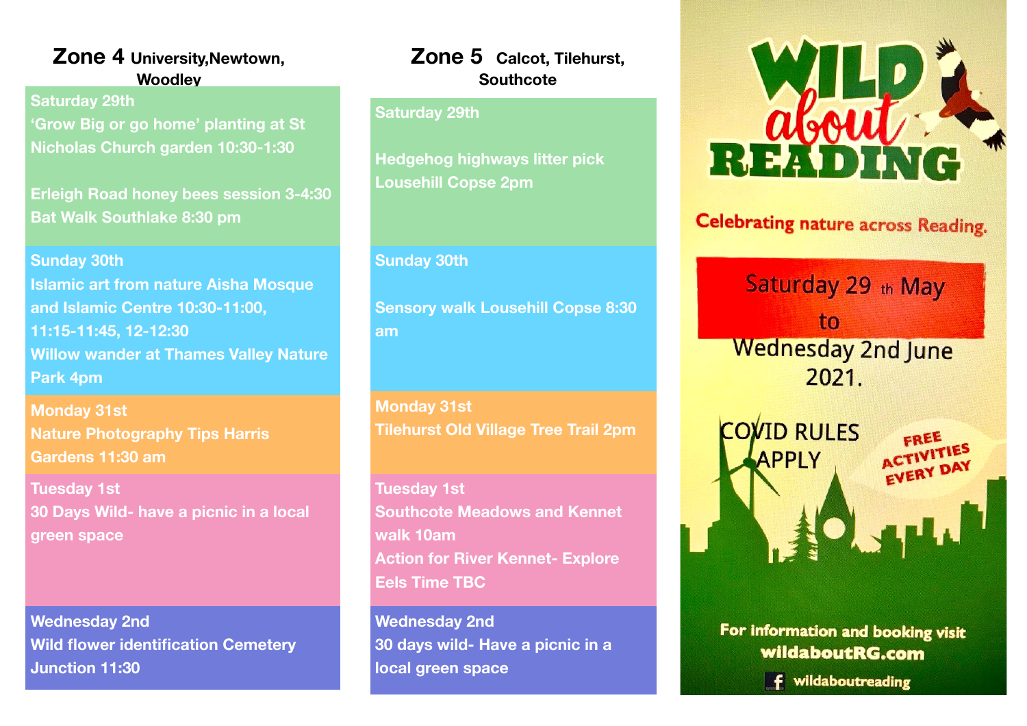## Zone 4 University,Newtown, Woodley

**Saturday 29th**

'Grow Big or go home' planting at St Nicholas Church garden 10:30-1:30

Erleigh Road honey bees session 3-4:30

Bat Walk Southlake 8:30 pm

**Sunday 30th**

Islamic art from nature Aisha Mosque and Islamic Centre 10:30-11:00, 11:15-11:45, 12-12:30

Willow wander at Thames Valley Nature Park 4pm

**Monday 31st**

Nature Photography Tips Harris Gardens 11:30 am

**Tuesday 1st**

30 Days Wild- have a picnic in a local green space

**Wednesday 2nd**

Wild flower identification Cemetery Junction 11:30

## Zone 5 Calcot, Tilehurst, Southcote

**Saturday 29th**

Hedgehog highways litter pick Lousehill Copse 2pm

**Sunday 30th**

Sensory walk Lousehill Copse 8:30 am

**Monday 31st**

Tilehurst Old Village Tree Trail 2pm

**Tuesday 1st**

Southcote Meadows and Kennet walk 10am

Action for River Kennet- Explore Eels Time TBC

**Wednesday 2nd**

30 days wild- Have a picnic in a local green space

# WILD about READING

Celebrating nature across Reading.

Saturday 29 th May to Wednesday 2nd June 2021.

COVID RULES APPLY

FREE ACTIVITIES EVERY DAY

For information and booking visit wildaboutRG.com

wildaboutreading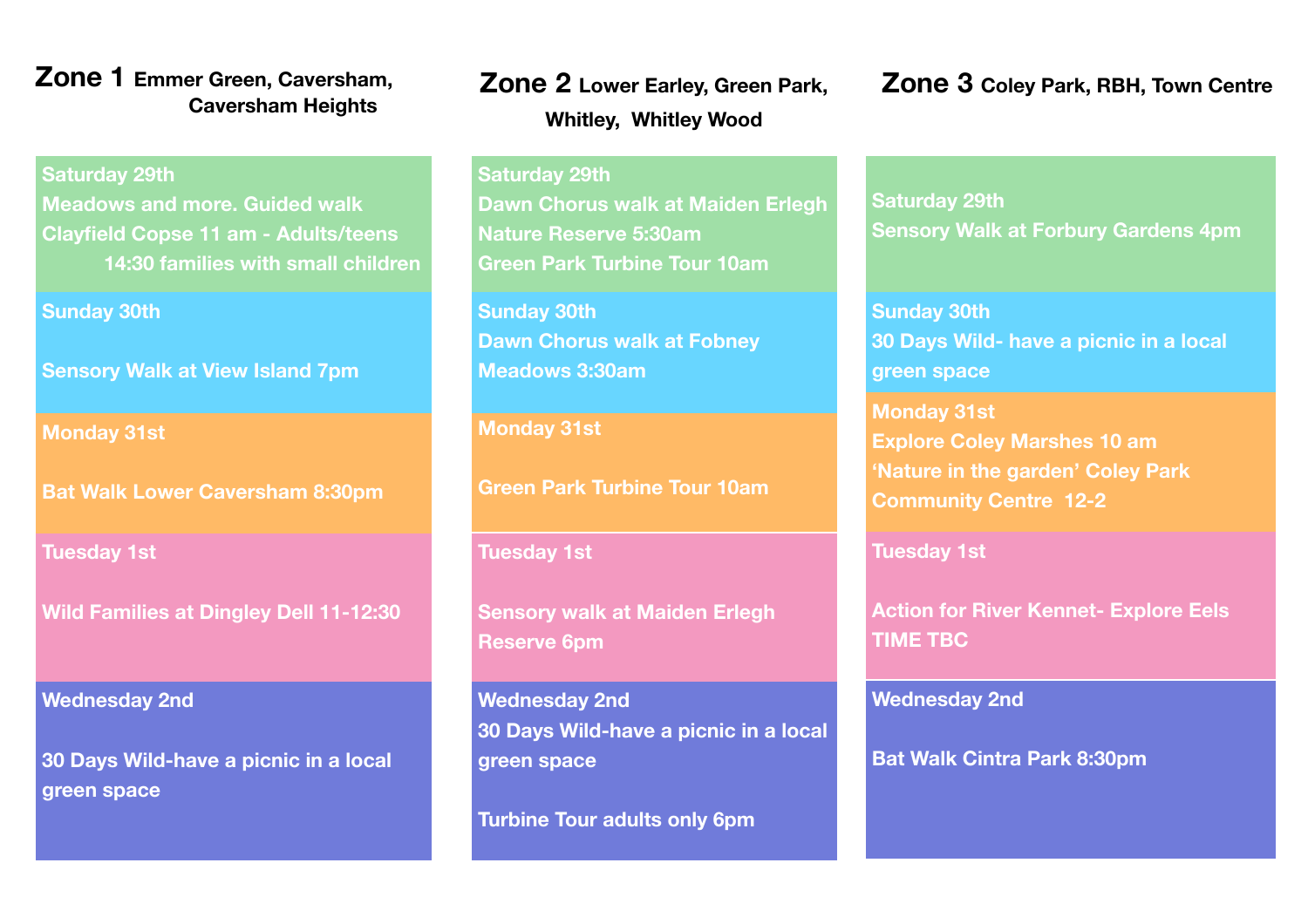| Zone 1 Emmer Green, Caversham, Caversham Heights | Zone 2 Lower Earley, Green Park, Whitley, Whitley Wood | Zone 3 Coley Park, RBH, Town Centre |
|---|---|---|
| **Saturday 29th**<br>Meadows and more. Guided walk Clayfield Copse 11 am - Adults/teens<br>14:30 families with small children | **Saturday 29th**<br>Dawn Chorus walk at Maiden Erlegh Nature Reserve 5:30am<br>Green Park Turbine Tour 10am | **Saturday 29th**<br>Sensory Walk at Forbury Gardens 4pm |
| **Sunday 30th**<br>Sensory Walk at View Island 7pm | **Sunday 30th**<br>Dawn Chorus walk at Fobney Meadows 3:30am | **Sunday 30th**<br>30 Days Wild- have a picnic in a local green space |
| **Monday 31st**<br>Bat Walk Lower Caversham 8:30pm | **Monday 31st**<br>Green Park Turbine Tour 10am | **Monday 31st**<br>Explore Coley Marshes 10 am<br>'Nature in the garden' Coley Park Community Centre 12-2 |
| **Tuesday 1st**<br>Wild Families at Dingley Dell 11-12:30 | **Tuesday 1st**<br>Sensory walk at Maiden Erlegh Reserve 6pm | **Tuesday 1st**<br>Action for River Kennet- Explore Eels TIME TBC |
| **Wednesday 2nd**<br>30 Days Wild-have a picnic in a local green space | **Wednesday 2nd**<br>30 Days Wild-have a picnic in a local green space<br>Turbine Tour adults only 6pm | **Wednesday 2nd**<br>Bat Walk Cintra Park 8:30pm |